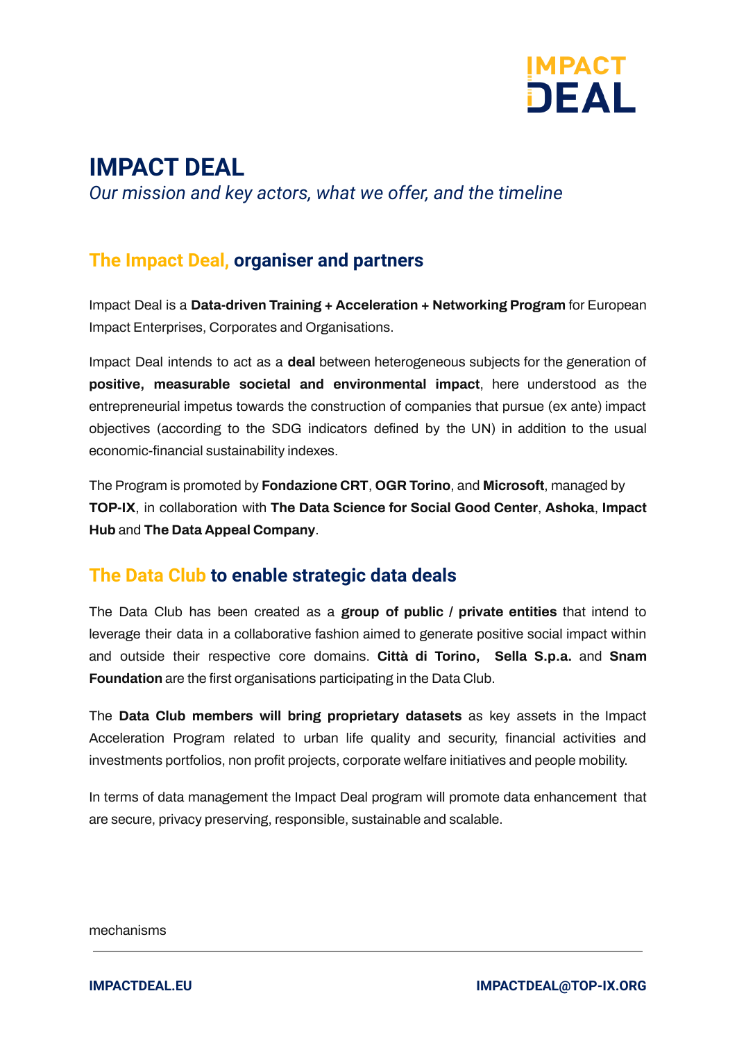# IMPACT DEAL

*Our mission and key actors, what we offer, and the timeline*

## The Impact Deal, organiser and partners

Impact Deal is a **Data-driven Training + Acceleration + Networking Program** for European Impact Enterprises, Corporates and Organisations.

Impact Deal intends to act as a **deal** between heterogeneous subjects for the generation of **positive, measurable societal and environmental impact**, here understood as the entrepreneurial impetus towards the construction of companies that pursue (ex ante) impact objectives (according to the SDG indicators defined by the UN) in addition to the usual economic-financial sustainability indexes.

The Program is promoted by **Fondazione CRT**, **OGR Torino**, and **Microsoft**, managed by **TOP-IX**, in collaboration with **The Data Science for Social Good Center**, **Ashoka**, **Impact Hub** and **The Data Appeal Company**.

## The Data Club to enable strategic data deals

The Data Club has been created as a **group of public / private entities** that intend to leverage their data in a collaborative fashion aimed to generate positive social impact within and outside their respective core domains. **Città di Torino, Sella S.p.a.** and **Snam Foundation** are the first organisations participating in the Data Club.

The **Data Club members will bring proprietary datasets** as key assets in the Impact Acceleration Program related to urban life quality and security, financial activities and investments portfolios, non profit projects, corporate welfare initiatives and people mobility.

In terms of data management the Impact Deal program will promote data enhancement that are secure, privacy preserving, responsible, sustainable and scalable.

mechanisms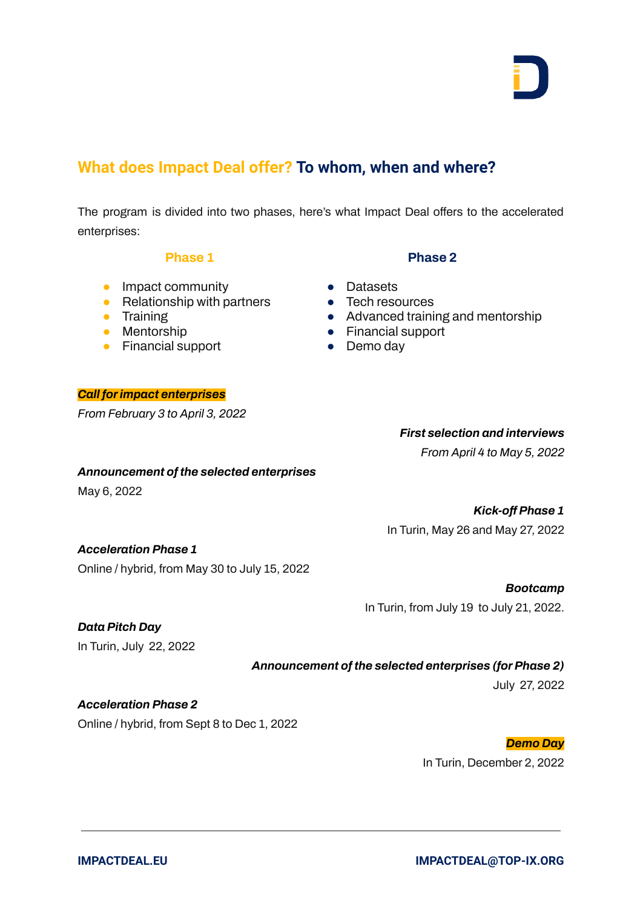## What does Impact Deal offer? To whom, when and where?

The program is divided into two phases, here's what Impact Deal offers to the accelerated enterprises:

**Phase 1**

- Impact community
- Relationship with partners
- Training
- Mentorship
- Financial support

**Phase 2**

- Datasets
- Tech resources
- Advanced training and mentorship
- Financial support
- Demo day

***Call for impact enterprises***
*From February 3 to April 3, 2022*

***First selection and interviews***
*From April 4 to May 5, 2022*

***Announcement of the selected enterprises***
May 6, 2022

***Kick-off Phase 1***
In Turin, May 26 and May 27, 2022

***Acceleration Phase 1***
Online / hybrid, from May 30 to July 15, 2022

***Bootcamp***
In Turin, from July 19 to July 21, 2022.

***Data Pitch Day***
In Turin, July 22, 2022

***Announcement of the selected enterprises (for Phase 2)***
July 27, 2022

***Acceleration Phase 2***
Online / hybrid, from Sept 8 to Dec 1, 2022

***Demo Day***
In Turin, December 2, 2022

**IMPACTDEAL.EU** **IMPACTDEAL@TOP-IX.ORG**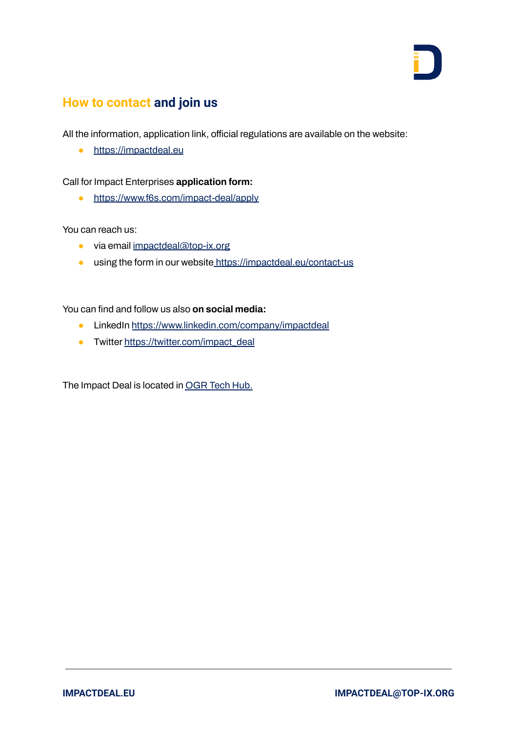## How to contact and join us

All the information, application link, official regulations are available on the website:

- https://impactdeal.eu

Call for Impact Enterprises **application form:**

- https://www.f6s.com/impact-deal/apply

You can reach us:

- via email impactdeal@top-ix.org
- using the form in our website https://impactdeal.eu/contact-us

You can find and follow us also **on social media:**

- LinkedIn https://www.linkedin.com/company/impactdeal
- Twitter https://twitter.com/impact_deal

The Impact Deal is located in OGR Tech Hub.